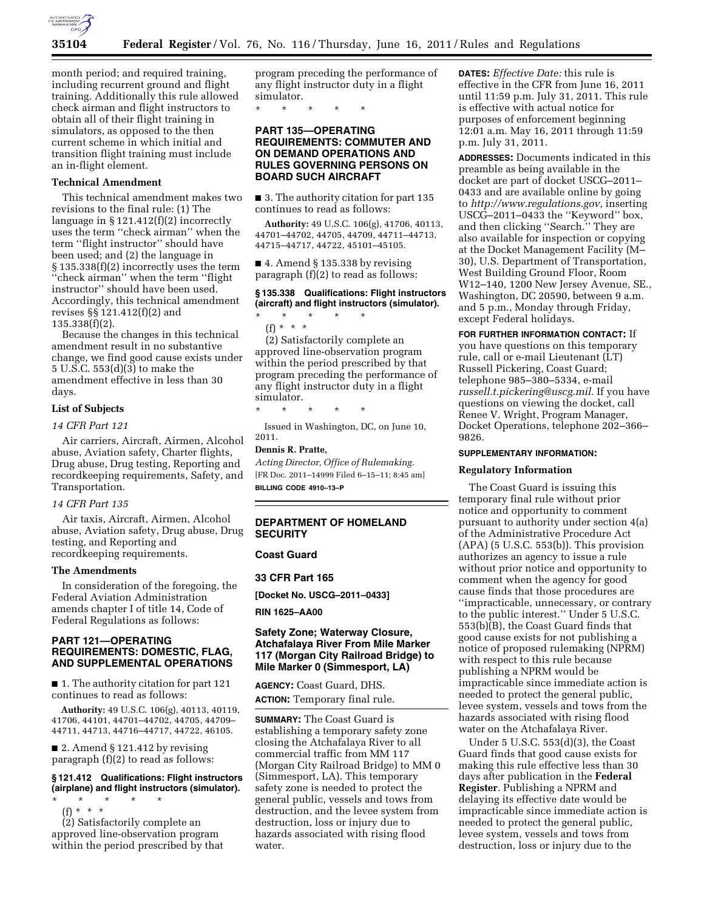month period; and required training, including recurrent ground and flight training. Additionally this rule allowed check airman and flight instructors to obtain all of their flight training in simulators, as opposed to the then current scheme in which initial and transition flight training must include an in-flight element.

### Technical Amendment

This technical amendment makes two revisions to the final rule: (1) The language in § 121.412(f)(2) incorrectly uses the term ''check airman'' when the term ''flight instructor'' should have been used; and (2) the language in § 135.338(f)(2) incorrectly uses the term ''check airman'' when the term ''flight instructor'' should have been used. Accordingly, this technical amendment revises §§ 121.412(f)(2) and 135.338(f)(2).

Because the changes in this technical amendment result in no substantive change, we find good cause exists under 5 U.S.C. 553(d)(3) to make the amendment effective in less than 30 days.

### List of Subjects

*14 CFR Part 121*

Air carriers, Aircraft, Airmen, Alcohol abuse, Aviation safety, Charter flights, Drug abuse, Drug testing, Reporting and recordkeeping requirements, Safety, and Transportation.

*14 CFR Part 135*

Air taxis, Aircraft, Airmen, Alcohol abuse, Aviation safety, Drug abuse, Drug testing, and Reporting and recordkeeping requirements.

### The Amendments

In consideration of the foregoing, the Federal Aviation Administration amends chapter I of title 14, Code of Federal Regulations as follows:

## PART 121—OPERATING REQUIREMENTS: DOMESTIC, FLAG, AND SUPPLEMENTAL OPERATIONS

■ 1. The authority citation for part 121 continues to read as follows:

**Authority:** 49 U.S.C. 106(g), 40113, 40119, 41706, 44101, 44701–44702, 44705, 44709–44711, 44713, 44716–44717, 44722, 46105.

■ 2. Amend § 121.412 by revising paragraph (f)(2) to read as follows:

#### § 121.412 Qualifications: Flight instructors (airplane) and flight instructors (simulator).

\* \* \* \* \*

(f) \* \* \*

(2) Satisfactorily complete an approved line-observation program within the period prescribed by that program preceding the performance of any flight instructor duty in a flight simulator.

\* \* \* \* \*

## PART 135—OPERATING REQUIREMENTS: COMMUTER AND ON DEMAND OPERATIONS AND RULES GOVERNING PERSONS ON BOARD SUCH AIRCRAFT

■ 3. The authority citation for part 135 continues to read as follows:

**Authority:** 49 U.S.C. 106(g), 41706, 40113, 44701–44702, 44705, 44709, 44711–44713, 44715–44717, 44722, 45101–45105.

■ 4. Amend § 135.338 by revising paragraph (f)(2) to read as follows:

#### § 135.338 Qualifications: Flight instructors (aircraft) and flight instructors (simulator).

\* \* \* \* \*

(f) \* \* \*

(2) Satisfactorily complete an approved line-observation program within the period prescribed by that program preceding the performance of any flight instructor duty in a flight simulator.

\* \* \* \* \*

Issued in Washington, DC, on June 10, 2011.

**Dennis R. Pratte,**

*Acting Director, Office of Rulemaking.*

[FR Doc. 2011–14999 Filed 6–15–11; 8:45 am]

**BILLING CODE 4910–13–P**

---

## DEPARTMENT OF HOMELAND SECURITY

### Coast Guard

### 33 CFR Part 165

**[Docket No. USCG–2011–0433]**

**RIN 1625–AA00**

## Safety Zone; Waterway Closure, Atchafalaya River From Mile Marker 117 (Morgan City Railroad Bridge) to Mile Marker 0 (Simmesport, LA)

**AGENCY:** Coast Guard, DHS.

**ACTION:** Temporary final rule.

**SUMMARY:** The Coast Guard is establishing a temporary safety zone closing the Atchafalaya River to all commercial traffic from MM 117 (Morgan City Railroad Bridge) to MM 0 (Simmesport, LA). This temporary safety zone is needed to protect the general public, vessels and tows from destruction, and the levee system from destruction, loss or injury due to hazards associated with rising flood water.

**DATES:** *Effective Date:* this rule is effective in the CFR from June 16, 2011 until 11:59 p.m. July 31, 2011. This rule is effective with actual notice for purposes of enforcement beginning 12:01 a.m. May 16, 2011 through 11:59 p.m. July 31, 2011.

**ADDRESSES:** Documents indicated in this preamble as being available in the docket are part of docket USCG–2011–0433 and are available online by going to *http://www.regulations.gov,* inserting USCG–2011–0433 the ''Keyword'' box, and then clicking ''Search.'' They are also available for inspection or copying at the Docket Management Facility (M–30), U.S. Department of Transportation, West Building Ground Floor, Room W12–140, 1200 New Jersey Avenue, SE., Washington, DC 20590, between 9 a.m. and 5 p.m., Monday through Friday, except Federal holidays.

**FOR FURTHER INFORMATION CONTACT:** If you have questions on this temporary rule, call or e-mail Lieutenant (LT) Russell Pickering, Coast Guard; telephone 985–380–5334, e-mail *russell.t.pickering@uscg.mil.* If you have questions on viewing the docket, call Renee V. Wright, Program Manager, Docket Operations, telephone 202–366–9826.

**SUPPLEMENTARY INFORMATION:**

### Regulatory Information

The Coast Guard is issuing this temporary final rule without prior notice and opportunity to comment pursuant to authority under section 4(a) of the Administrative Procedure Act (APA) (5 U.S.C. 553(b)). This provision authorizes an agency to issue a rule without prior notice and opportunity to comment when the agency for good cause finds that those procedures are ''impracticable, unnecessary, or contrary to the public interest.'' Under 5 U.S.C. 553(b)(B), the Coast Guard finds that good cause exists for not publishing a notice of proposed rulemaking (NPRM) with respect to this rule because publishing a NPRM would be impracticable since immediate action is needed to protect the general public, levee system, vessels and tows from the hazards associated with rising flood water on the Atchafalaya River.

Under 5 U.S.C. 553(d)(3), the Coast Guard finds that good cause exists for making this rule effective less than 30 days after publication in the **Federal Register**. Publishing a NPRM and delaying its effective date would be impracticable since immediate action is needed to protect the general public, levee system, vessels and tows from destruction, loss or injury due to the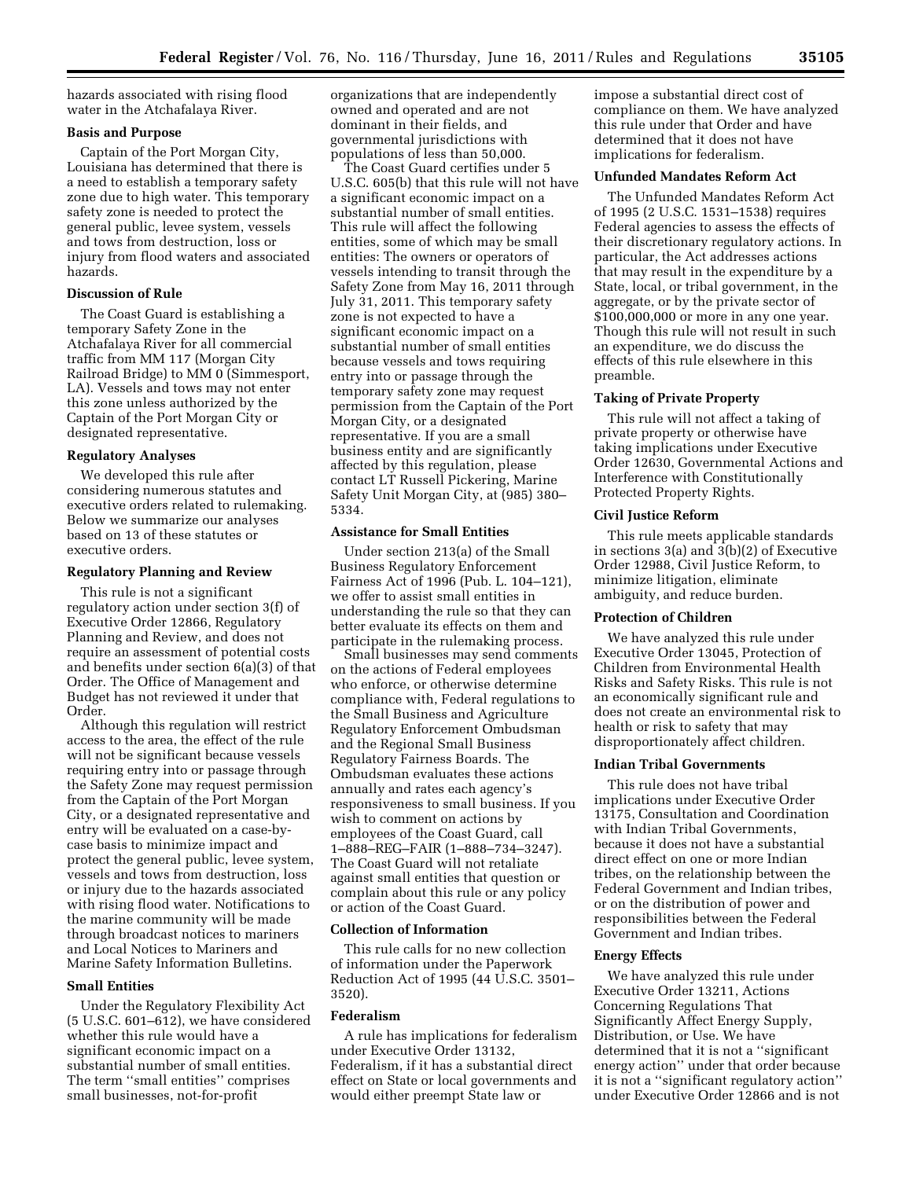hazards associated with rising flood water in the Atchafalaya River.

## Basis and Purpose

Captain of the Port Morgan City, Louisiana has determined that there is a need to establish a temporary safety zone due to high water. This temporary safety zone is needed to protect the general public, levee system, vessels and tows from destruction, loss or injury from flood waters and associated hazards.

## Discussion of Rule

The Coast Guard is establishing a temporary Safety Zone in the Atchafalaya River for all commercial traffic from MM 117 (Morgan City Railroad Bridge) to MM 0 (Simmesport, LA). Vessels and tows may not enter this zone unless authorized by the Captain of the Port Morgan City or designated representative.

## Regulatory Analyses

We developed this rule after considering numerous statutes and executive orders related to rulemaking. Below we summarize our analyses based on 13 of these statutes or executive orders.

## Regulatory Planning and Review

This rule is not a significant regulatory action under section 3(f) of Executive Order 12866, Regulatory Planning and Review, and does not require an assessment of potential costs and benefits under section 6(a)(3) of that Order. The Office of Management and Budget has not reviewed it under that Order.

Although this regulation will restrict access to the area, the effect of the rule will not be significant because vessels requiring entry into or passage through the Safety Zone may request permission from the Captain of the Port Morgan City, or a designated representative and entry will be evaluated on a case-by-case basis to minimize impact and protect the general public, levee system, vessels and tows from destruction, loss or injury due to the hazards associated with rising flood water. Notifications to the marine community will be made through broadcast notices to mariners and Local Notices to Mariners and Marine Safety Information Bulletins.

## Small Entities

Under the Regulatory Flexibility Act (5 U.S.C. 601–612), we have considered whether this rule would have a significant economic impact on a substantial number of small entities. The term ''small entities'' comprises small businesses, not-for-profit organizations that are independently owned and operated and are not dominant in their fields, and governmental jurisdictions with populations of less than 50,000.

The Coast Guard certifies under 5 U.S.C. 605(b) that this rule will not have a significant economic impact on a substantial number of small entities. This rule will affect the following entities, some of which may be small entities: The owners or operators of vessels intending to transit through the Safety Zone from May 16, 2011 through July 31, 2011. This temporary safety zone is not expected to have a significant economic impact on a substantial number of small entities because vessels and tows requiring entry into or passage through the temporary safety zone may request permission from the Captain of the Port Morgan City, or a designated representative. If you are a small business entity and are significantly affected by this regulation, please contact LT Russell Pickering, Marine Safety Unit Morgan City, at (985) 380–5334.

## Assistance for Small Entities

Under section 213(a) of the Small Business Regulatory Enforcement Fairness Act of 1996 (Pub. L. 104–121), we offer to assist small entities in understanding the rule so that they can better evaluate its effects on them and participate in the rulemaking process.

Small businesses may send comments on the actions of Federal employees who enforce, or otherwise determine compliance with, Federal regulations to the Small Business and Agriculture Regulatory Enforcement Ombudsman and the Regional Small Business Regulatory Fairness Boards. The Ombudsman evaluates these actions annually and rates each agency's responsiveness to small business. If you wish to comment on actions by employees of the Coast Guard, call 1–888–REG–FAIR (1–888–734–3247). The Coast Guard will not retaliate against small entities that question or complain about this rule or any policy or action of the Coast Guard.

## Collection of Information

This rule calls for no new collection of information under the Paperwork Reduction Act of 1995 (44 U.S.C. 3501–3520).

## Federalism

A rule has implications for federalism under Executive Order 13132, Federalism, if it has a substantial direct effect on State or local governments and would either preempt State law or impose a substantial direct cost of compliance on them. We have analyzed this rule under that Order and have determined that it does not have implications for federalism.

## Unfunded Mandates Reform Act

The Unfunded Mandates Reform Act of 1995 (2 U.S.C. 1531–1538) requires Federal agencies to assess the effects of their discretionary regulatory actions. In particular, the Act addresses actions that may result in the expenditure by a State, local, or tribal government, in the aggregate, or by the private sector of $100,000,000 or more in any one year. Though this rule will not result in such an expenditure, we do discuss the effects of this rule elsewhere in this preamble.

## Taking of Private Property

This rule will not affect a taking of private property or otherwise have taking implications under Executive Order 12630, Governmental Actions and Interference with Constitutionally Protected Property Rights.

## Civil Justice Reform

This rule meets applicable standards in sections 3(a) and 3(b)(2) of Executive Order 12988, Civil Justice Reform, to minimize litigation, eliminate ambiguity, and reduce burden.

## Protection of Children

We have analyzed this rule under Executive Order 13045, Protection of Children from Environmental Health Risks and Safety Risks. This rule is not an economically significant rule and does not create an environmental risk to health or risk to safety that may disproportionately affect children.

## Indian Tribal Governments

This rule does not have tribal implications under Executive Order 13175, Consultation and Coordination with Indian Tribal Governments, because it does not have a substantial direct effect on one or more Indian tribes, on the relationship between the Federal Government and Indian tribes, or on the distribution of power and responsibilities between the Federal Government and Indian tribes.

## Energy Effects

We have analyzed this rule under Executive Order 13211, Actions Concerning Regulations That Significantly Affect Energy Supply, Distribution, or Use. We have determined that it is not a ''significant energy action'' under that order because it is not a ''significant regulatory action'' under Executive Order 12866 and is not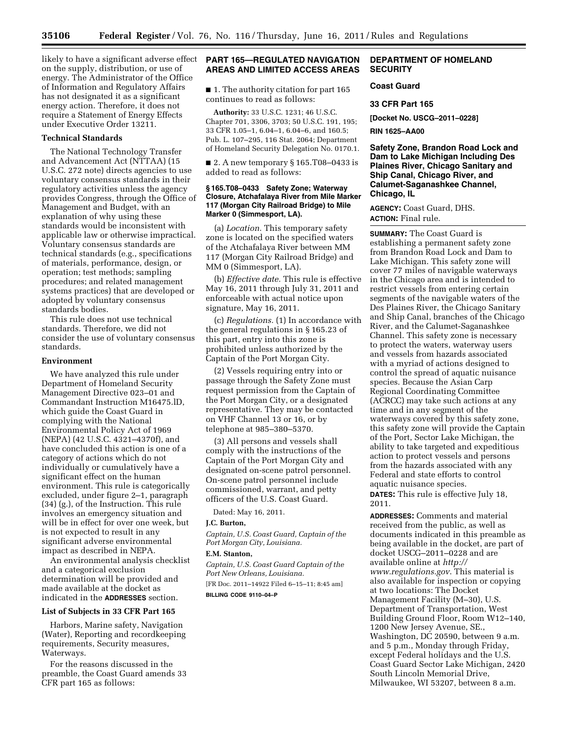likely to have a significant adverse effect on the supply, distribution, or use of energy. The Administrator of the Office of Information and Regulatory Affairs has not designated it as a significant energy action. Therefore, it does not require a Statement of Energy Effects under Executive Order 13211.

### Technical Standards

The National Technology Transfer and Advancement Act (NTTAA) (15 U.S.C. 272 note) directs agencies to use voluntary consensus standards in their regulatory activities unless the agency provides Congress, through the Office of Management and Budget, with an explanation of why using these standards would be inconsistent with applicable law or otherwise impractical. Voluntary consensus standards are technical standards (e.g., specifications of materials, performance, design, or operation; test methods; sampling procedures; and related management systems practices) that are developed or adopted by voluntary consensus standards bodies.

This rule does not use technical standards. Therefore, we did not consider the use of voluntary consensus standards.

### Environment

We have analyzed this rule under Department of Homeland Security Management Directive 023–01 and Commandant Instruction M16475.lD, which guide the Coast Guard in complying with the National Environmental Policy Act of 1969 (NEPA) (42 U.S.C. 4321–4370f), and have concluded this action is one of a category of actions which do not individually or cumulatively have a significant effect on the human environment. This rule is categorically excluded, under figure 2–1, paragraph (34) (g.), of the Instruction. This rule involves an emergency situation and will be in effect for over one week, but is not expected to result in any significant adverse environmental impact as described in NEPA.

An environmental analysis checklist and a categorical exclusion determination will be provided and made available at the docket as indicated in the **ADDRESSES** section.

### List of Subjects in 33 CFR Part 165

Harbors, Marine safety, Navigation (Water), Reporting and recordkeeping requirements, Security measures, Waterways.

For the reasons discussed in the preamble, the Coast Guard amends 33 CFR part 165 as follows:

## PART 165—REGULATED NAVIGATION AREAS AND LIMITED ACCESS AREAS

■ 1. The authority citation for part 165 continues to read as follows:

**Authority:** 33 U.S.C. 1231; 46 U.S.C. Chapter 701, 3306, 3703; 50 U.S.C. 191, 195; 33 CFR 1.05–1, 6.04–1, 6.04–6, and 160.5; Pub. L. 107–295, 116 Stat. 2064; Department of Homeland Security Delegation No. 0170.1.

■ 2. A new temporary § 165.T08–0433 is added to read as follows:

#### § 165.T08–0433 Safety Zone; Waterway Closure, Atchafalaya River from Mile Marker 117 (Morgan City Railroad Bridge) to Mile Marker 0 (Simmesport, LA).

(a) *Location.* This temporary safety zone is located on the specified waters of the Atchafalaya River between MM 117 (Morgan City Railroad Bridge) and MM 0 (Simmesport, LA).

(b) *Effective date.* This rule is effective May 16, 2011 through July 31, 2011 and enforceable with actual notice upon signature, May 16, 2011.

(c) *Regulations.* (1) In accordance with the general regulations in § 165.23 of this part, entry into this zone is prohibited unless authorized by the Captain of the Port Morgan City.

(2) Vessels requiring entry into or passage through the Safety Zone must request permission from the Captain of the Port Morgan City, or a designated representative. They may be contacted on VHF Channel 13 or 16, or by telephone at 985–380–5370.

(3) All persons and vessels shall comply with the instructions of the Captain of the Port Morgan City and designated on-scene patrol personnel. On-scene patrol personnel include commissioned, warrant, and petty officers of the U.S. Coast Guard.

Dated: May 16, 2011.

**J.C. Burton,**

*Captain, U.S. Coast Guard, Captain of the Port Morgan City, Louisiana.*

**E.M. Stanton,**

*Captain, U.S. Coast Guard Captain of the Port New Orleans, Louisiana.*

[FR Doc. 2011–14922 Filed 6–15–11; 8:45 am]

**BILLING CODE 9110–04–P**

## DEPARTMENT OF HOMELAND SECURITY

### Coast Guard

### 33 CFR Part 165

**[Docket No. USCG–2011–0228]**

**RIN 1625–AA00**

## Safety Zone, Brandon Road Lock and Dam to Lake Michigan Including Des Plaines River, Chicago Sanitary and Ship Canal, Chicago River, and Calumet-Saganashkee Channel, Chicago, IL

**AGENCY:** Coast Guard, DHS.

**ACTION:** Final rule.

**SUMMARY:** The Coast Guard is establishing a permanent safety zone from Brandon Road Lock and Dam to Lake Michigan. This safety zone will cover 77 miles of navigable waterways in the Chicago area and is intended to restrict vessels from entering certain segments of the navigable waters of the Des Plaines River, the Chicago Sanitary and Ship Canal, branches of the Chicago River, and the Calumet-Saganashkee Channel. This safety zone is necessary to protect the waters, waterway users and vessels from hazards associated with a myriad of actions designed to control the spread of aquatic nuisance species. Because the Asian Carp Regional Coordinating Committee (ACRCC) may take such actions at any time and in any segment of the waterways covered by this safety zone, this safety zone will provide the Captain of the Port, Sector Lake Michigan, the ability to take targeted and expeditious action to protect vessels and persons from the hazards associated with any Federal and state efforts to control aquatic nuisance species.

**DATES:** This rule is effective July 18, 2011.

**ADDRESSES:** Comments and material received from the public, as well as documents indicated in this preamble as being available in the docket, are part of docket USCG–2011–0228 and are available online at *http://www.regulations.gov*. This material is also available for inspection or copying at two locations: The Docket Management Facility (M–30), U.S. Department of Transportation, West Building Ground Floor, Room W12–140, 1200 New Jersey Avenue, SE., Washington, DC 20590, between 9 a.m. and 5 p.m., Monday through Friday, except Federal holidays and the U.S. Coast Guard Sector Lake Michigan, 2420 South Lincoln Memorial Drive, Milwaukee, WI 53207, between 8 a.m.